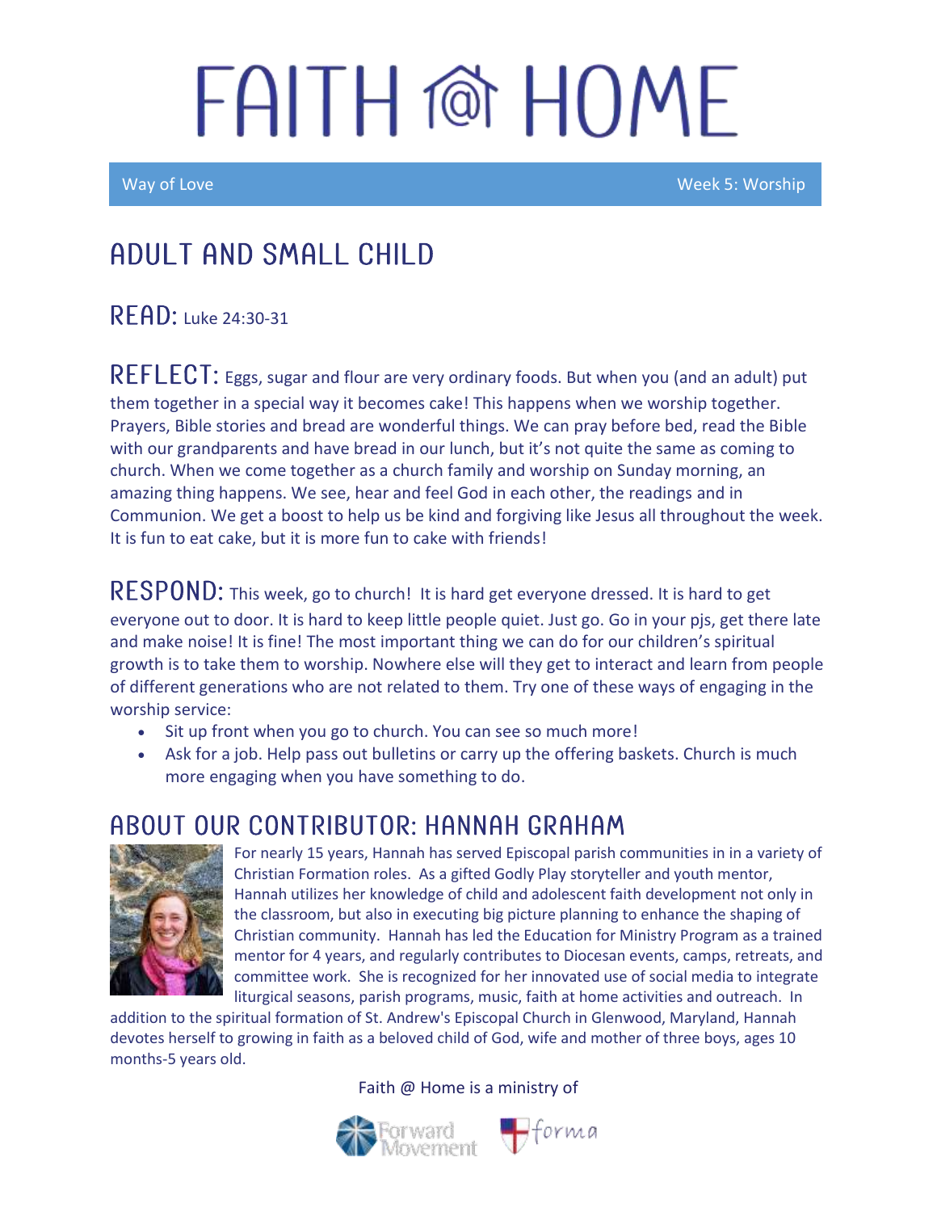# FAITH @ HOME

Way of Love | Week 5: Worship

## ADULT AND SMALL CHILD

**READ:** Luke 24:30-31

**REFLECT:** Eggs, sugar and flour are very ordinary foods. But when you (and an adult) put them together in a special way it becomes cake! This happens when we worship together. Prayers, Bible stories and bread are wonderful things. We can pray before bed, read the Bible with our grandparents and have bread in our lunch, but it's not quite the same as coming to church. When we come together as a church family and worship on Sunday morning, an amazing thing happens. We see, hear and feel God in each other, the readings and in Communion. We get a boost to help us be kind and forgiving like Jesus all throughout the week. It is fun to eat cake, but it is more fun to cake with friends!

**RESPOND:** This week, go to church! It is hard get everyone dressed. It is hard to get everyone out to door. It is hard to keep little people quiet. Just go. Go in your pjs, get there late and make noise! It is fine! The most important thing we can do for our children's spiritual growth is to take them to worship. Nowhere else will they get to interact and learn from people of different generations who are not related to them. Try one of these ways of engaging in the worship service:

- Sit up front when you go to church. You can see so much more!
- Ask for a job. Help pass out bulletins or carry up the offering baskets. Church is much more engaging when you have something to do.

## ABOUT OUR CONTRIBUTOR: HANNAH GRAHAM

For nearly 15 years, Hannah has served Episcopal parish communities in in a variety of Christian Formation roles. As a gifted Godly Play storyteller and youth mentor, Hannah utilizes her knowledge of child and adolescent faith development not only in the classroom, but also in executing big picture planning to enhance the shaping of Christian community. Hannah has led the Education for Ministry Program as a trained mentor for 4 years, and regularly contributes to Diocesan events, camps, retreats, and committee work. She is recognized for her innovated use of social media to integrate liturgical seasons, parish programs, music, faith at home activities and outreach. In addition to the spiritual formation of St. Andrew's Episcopal Church in Glenwood, Maryland, Hannah devotes herself to growing in faith as a beloved child of God, wife and mother of three boys, ages 10 months-5 years old.

Faith @ Home is a ministry of Forward Movement and forma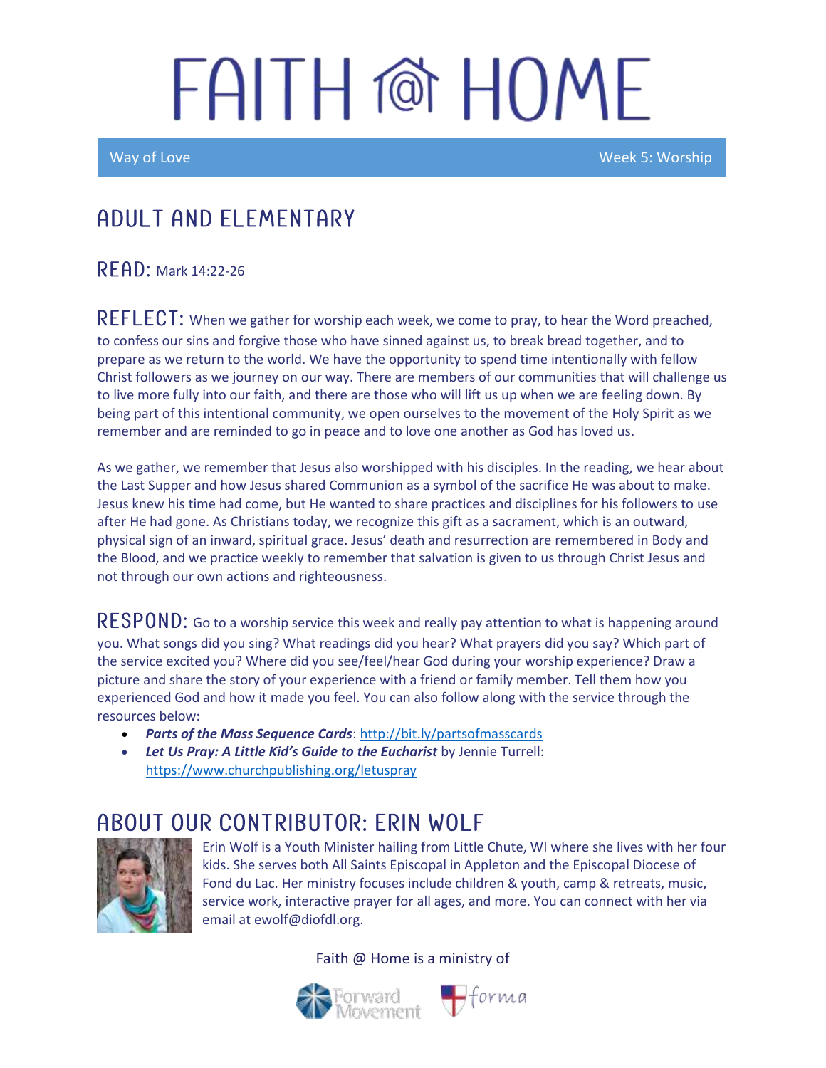# FAITH @ HOME

Way of Love | Week 5: Worship

## ADULT AND ELEMENTARY

**READ:** Mark 14:22-26

**REFLECT:** When we gather for worship each week, we come to pray, to hear the Word preached, to confess our sins and forgive those who have sinned against us, to break bread together, and to prepare as we return to the world. We have the opportunity to spend time intentionally with fellow Christ followers as we journey on our way. There are members of our communities that will challenge us to live more fully into our faith, and there are those who will lift us up when we are feeling down. By being part of this intentional community, we open ourselves to the movement of the Holy Spirit as we remember and are reminded to go in peace and to love one another as God has loved us.

As we gather, we remember that Jesus also worshipped with his disciples. In the reading, we hear about the Last Supper and how Jesus shared Communion as a symbol of the sacrifice He was about to make. Jesus knew his time had come, but He wanted to share practices and disciplines for his followers to use after He had gone. As Christians today, we recognize this gift as a sacrament, which is an outward, physical sign of an inward, spiritual grace. Jesus' death and resurrection are remembered in Body and the Blood, and we practice weekly to remember that salvation is given to us through Christ Jesus and not through our own actions and righteousness.

**RESPOND:** Go to a worship service this week and really pay attention to what is happening around you. What songs did you sing? What readings did you hear? What prayers did you say? Which part of the service excited you? Where did you see/feel/hear God during your worship experience? Draw a picture and share the story of your experience with a friend or family member. Tell them how you experienced God and how it made you feel. You can also follow along with the service through the resources below:

- ***Parts of the Mass Sequence Cards***: http://bit.ly/partsofmasscards
- ***Let Us Pray: A Little Kid's Guide to the Eucharist*** by Jennie Turrell: https://www.churchpublishing.org/letuspray

## ABOUT OUR CONTRIBUTOR: ERIN WOLF

Erin Wolf is a Youth Minister hailing from Little Chute, WI where she lives with her four kids. She serves both All Saints Episcopal in Appleton and the Episcopal Diocese of Fond du Lac. Her ministry focuses include children & youth, camp & retreats, music, service work, interactive prayer for all ages, and more. You can connect with her via email at ewolf@diofdl.org.

Faith @ Home is a ministry of Forward Movement and forma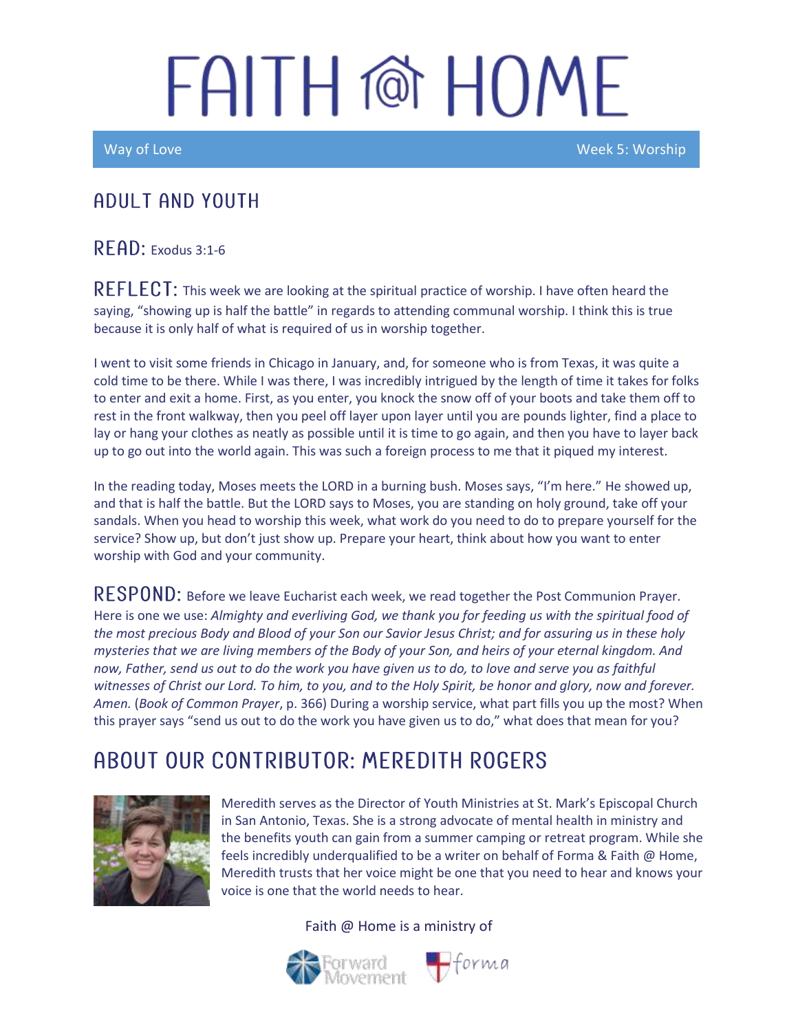# FAITH @ HOME

Way of Love — Week 5: Worship

## ADULT AND YOUTH

**READ:** Exodus 3:1-6

**REFLECT:** This week we are looking at the spiritual practice of worship. I have often heard the saying, "showing up is half the battle" in regards to attending communal worship. I think this is true because it is only half of what is required of us in worship together.

I went to visit some friends in Chicago in January, and, for someone who is from Texas, it was quite a cold time to be there. While I was there, I was incredibly intrigued by the length of time it takes for folks to enter and exit a home. First, as you enter, you knock the snow off of your boots and take them off to rest in the front walkway, then you peel off layer upon layer until you are pounds lighter, find a place to lay or hang your clothes as neatly as possible until it is time to go again, and then you have to layer back up to go out into the world again. This was such a foreign process to me that it piqued my interest.

In the reading today, Moses meets the LORD in a burning bush. Moses says, "I'm here." He showed up, and that is half the battle. But the LORD says to Moses, you are standing on holy ground, take off your sandals. When you head to worship this week, what work do you need to do to prepare yourself for the service? Show up, but don't just show up. Prepare your heart, think about how you want to enter worship with God and your community.

**RESPOND:** Before we leave Eucharist each week, we read together the Post Communion Prayer. Here is one we use: *Almighty and everliving God, we thank you for feeding us with the spiritual food of the most precious Body and Blood of your Son our Savior Jesus Christ; and for assuring us in these holy mysteries that we are living members of the Body of your Son, and heirs of your eternal kingdom. And now, Father, send us out to do the work you have given us to do, to love and serve you as faithful witnesses of Christ our Lord. To him, to you, and to the Holy Spirit, be honor and glory, now and forever. Amen.* (*Book of Common Prayer*, p. 366) During a worship service, what part fills you up the most? When this prayer says "send us out to do the work you have given us to do," what does that mean for you?

## ABOUT OUR CONTRIBUTOR: MEREDITH ROGERS

Meredith serves as the Director of Youth Ministries at St. Mark's Episcopal Church in San Antonio, Texas. She is a strong advocate of mental health in ministry and the benefits youth can gain from a summer camping or retreat program. While she feels incredibly underqualified to be a writer on behalf of Forma & Faith @ Home, Meredith trusts that her voice might be one that you need to hear and knows your voice is one that the world needs to hear.

Faith @ Home is a ministry of Forward Movement and forma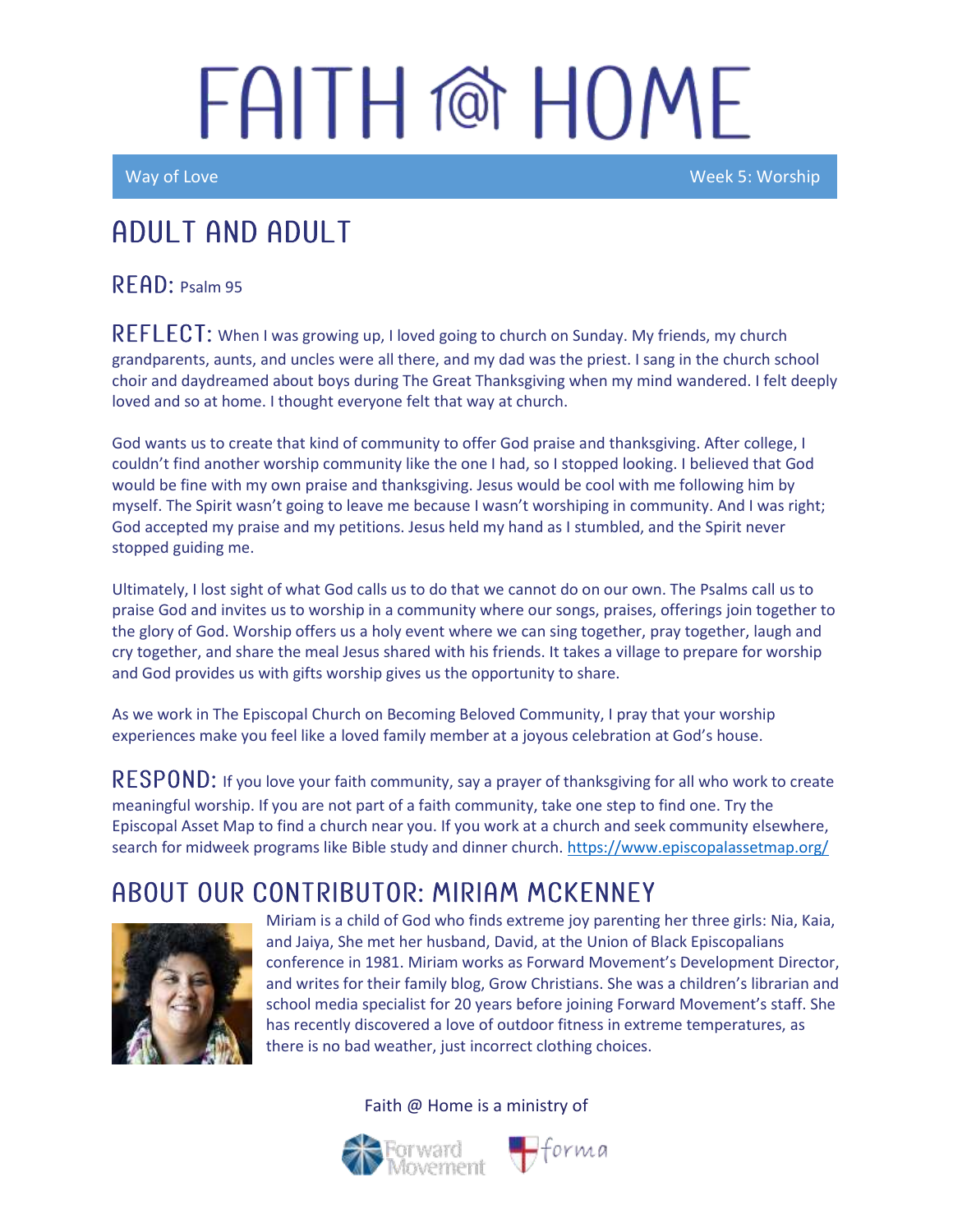# FAITH @ HOME

Way of Love — Week 5: Worship

## ADULT AND ADULT

**READ:** Psalm 95

**REFLECT:** When I was growing up, I loved going to church on Sunday. My friends, my church grandparents, aunts, and uncles were all there, and my dad was the priest. I sang in the church school choir and daydreamed about boys during The Great Thanksgiving when my mind wandered. I felt deeply loved and so at home. I thought everyone felt that way at church.

God wants us to create that kind of community to offer God praise and thanksgiving. After college, I couldn't find another worship community like the one I had, so I stopped looking. I believed that God would be fine with my own praise and thanksgiving. Jesus would be cool with me following him by myself. The Spirit wasn't going to leave me because I wasn't worshiping in community. And I was right; God accepted my praise and my petitions. Jesus held my hand as I stumbled, and the Spirit never stopped guiding me.

Ultimately, I lost sight of what God calls us to do that we cannot do on our own. The Psalms call us to praise God and invites us to worship in a community where our songs, praises, offerings join together to the glory of God. Worship offers us a holy event where we can sing together, pray together, laugh and cry together, and share the meal Jesus shared with his friends. It takes a village to prepare for worship and God provides us with gifts worship gives us the opportunity to share.

As we work in The Episcopal Church on Becoming Beloved Community, I pray that your worship experiences make you feel like a loved family member at a joyous celebration at God's house.

**RESPOND:** If you love your faith community, say a prayer of thanksgiving for all who work to create meaningful worship. If you are not part of a faith community, take one step to find one. Try the Episcopal Asset Map to find a church near you. If you work at a church and seek community elsewhere, search for midweek programs like Bible study and dinner church. https://www.episcopalassetmap.org/

## ABOUT OUR CONTRIBUTOR: MIRIAM MCKENNEY

Miriam is a child of God who finds extreme joy parenting her three girls: Nia, Kaia, and Jaiya, She met her husband, David, at the Union of Black Episcopalians conference in 1981. Miriam works as Forward Movement's Development Director, and writes for their family blog, Grow Christians. She was a children's librarian and school media specialist for 20 years before joining Forward Movement's staff. She has recently discovered a love of outdoor fitness in extreme temperatures, as there is no bad weather, just incorrect clothing choices.

Faith @ Home is a ministry of Forward Movement and forma